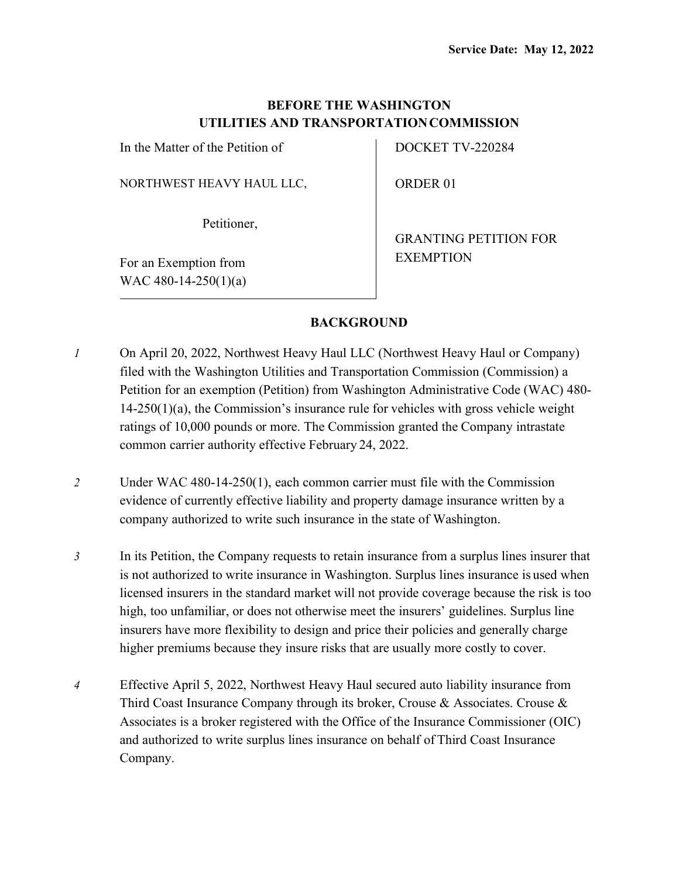**Service Date: May 12, 2022**

**BEFORE THE WASHINGTON UTILITIES AND TRANSPORTATION COMMISSION**

| | |
|---|---|
| In the Matter of the Petition of<br><br>NORTHWEST HEAVY HAUL LLC,<br><br>Petitioner,<br><br>For an Exemption from WAC 480-14-250(1)(a) | DOCKET TV-220284<br><br>ORDER 01<br><br>GRANTING PETITION FOR EXEMPTION |

## BACKGROUND

*1* On April 20, 2022, Northwest Heavy Haul LLC (Northwest Heavy Haul or Company) filed with the Washington Utilities and Transportation Commission (Commission) a Petition for an exemption (Petition) from Washington Administrative Code (WAC) 480-14-250(1)(a), the Commission's insurance rule for vehicles with gross vehicle weight ratings of 10,000 pounds or more. The Commission granted the Company intrastate common carrier authority effective February 24, 2022.

*2* Under WAC 480-14-250(1), each common carrier must file with the Commission evidence of currently effective liability and property damage insurance written by a company authorized to write such insurance in the state of Washington.

*3* In its Petition, the Company requests to retain insurance from a surplus lines insurer that is not authorized to write insurance in Washington. Surplus lines insurance is used when licensed insurers in the standard market will not provide coverage because the risk is too high, too unfamiliar, or does not otherwise meet the insurers' guidelines. Surplus line insurers have more flexibility to design and price their policies and generally charge higher premiums because they insure risks that are usually more costly to cover.

*4* Effective April 5, 2022, Northwest Heavy Haul secured auto liability insurance from Third Coast Insurance Company through its broker, Crouse & Associates. Crouse & Associates is a broker registered with the Office of the Insurance Commissioner (OIC) and authorized to write surplus lines insurance on behalf of Third Coast Insurance Company.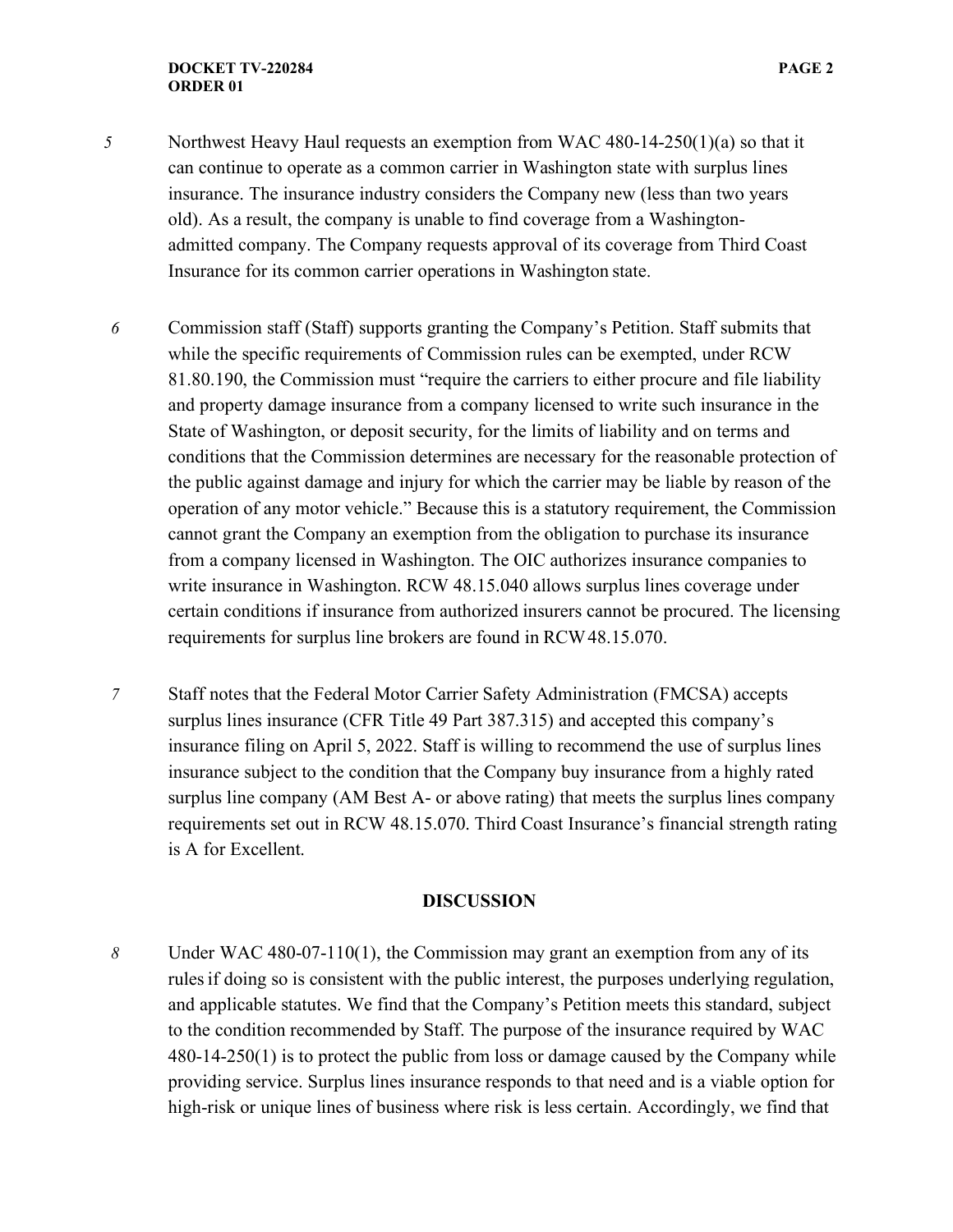5 Northwest Heavy Haul requests an exemption from WAC 480-14-250(1)(a) so that it can continue to operate as a common carrier in Washington state with surplus lines insurance. The insurance industry considers the Company new (less than two years old). As a result, the company is unable to find coverage from a Washington-admitted company. The Company requests approval of its coverage from Third Coast Insurance for its common carrier operations in Washington state.

6 Commission staff (Staff) supports granting the Company's Petition. Staff submits that while the specific requirements of Commission rules can be exempted, under RCW 81.80.190, the Commission must "require the carriers to either procure and file liability and property damage insurance from a company licensed to write such insurance in the State of Washington, or deposit security, for the limits of liability and on terms and conditions that the Commission determines are necessary for the reasonable protection of the public against damage and injury for which the carrier may be liable by reason of the operation of any motor vehicle." Because this is a statutory requirement, the Commission cannot grant the Company an exemption from the obligation to purchase its insurance from a company licensed in Washington. The OIC authorizes insurance companies to write insurance in Washington. RCW 48.15.040 allows surplus lines coverage under certain conditions if insurance from authorized insurers cannot be procured. The licensing requirements for surplus line brokers are found in RCW 48.15.070.

7 Staff notes that the Federal Motor Carrier Safety Administration (FMCSA) accepts surplus lines insurance (CFR Title 49 Part 387.315) and accepted this company's insurance filing on April 5, 2022. Staff is willing to recommend the use of surplus lines insurance subject to the condition that the Company buy insurance from a highly rated surplus line company (AM Best A- or above rating) that meets the surplus lines company requirements set out in RCW 48.15.070. Third Coast Insurance's financial strength rating is A for Excellent.

## DISCUSSION

8 Under WAC 480-07-110(1), the Commission may grant an exemption from any of its rules if doing so is consistent with the public interest, the purposes underlying regulation, and applicable statutes. We find that the Company's Petition meets this standard, subject to the condition recommended by Staff. The purpose of the insurance required by WAC 480-14-250(1) is to protect the public from loss or damage caused by the Company while providing service. Surplus lines insurance responds to that need and is a viable option for high-risk or unique lines of business where risk is less certain. Accordingly, we find that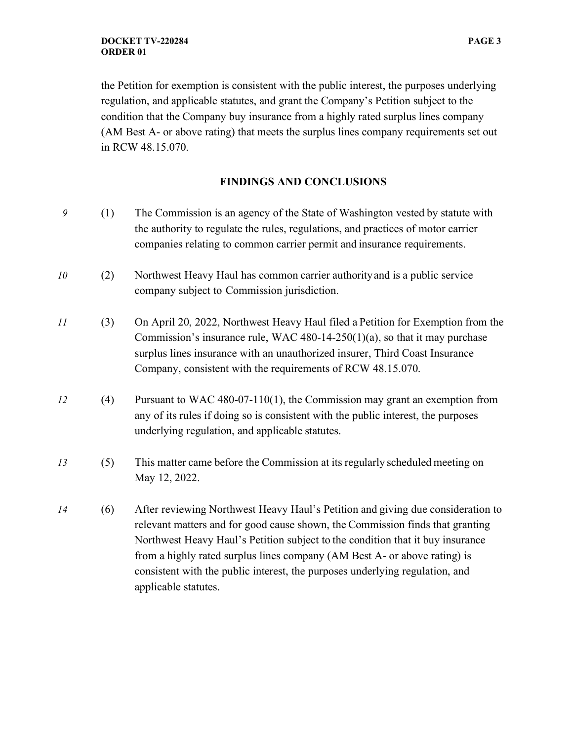the Petition for exemption is consistent with the public interest, the purposes underlying regulation, and applicable statutes, and grant the Company's Petition subject to the condition that the Company buy insurance from a highly rated surplus lines company (AM Best A- or above rating) that meets the surplus lines company requirements set out in RCW 48.15.070.

## FINDINGS AND CONCLUSIONS

*9* (1) The Commission is an agency of the State of Washington vested by statute with the authority to regulate the rules, regulations, and practices of motor carrier companies relating to common carrier permit and insurance requirements.

*10* (2) Northwest Heavy Haul has common carrier authority and is a public service company subject to Commission jurisdiction.

*11* (3) On April 20, 2022, Northwest Heavy Haul filed a Petition for Exemption from the Commission's insurance rule, WAC 480-14-250(1)(a), so that it may purchase surplus lines insurance with an unauthorized insurer, Third Coast Insurance Company, consistent with the requirements of RCW 48.15.070.

*12* (4) Pursuant to WAC 480-07-110(1), the Commission may grant an exemption from any of its rules if doing so is consistent with the public interest, the purposes underlying regulation, and applicable statutes.

*13* (5) This matter came before the Commission at its regularly scheduled meeting on May 12, 2022.

*14* (6) After reviewing Northwest Heavy Haul's Petition and giving due consideration to relevant matters and for good cause shown, the Commission finds that granting Northwest Heavy Haul's Petition subject to the condition that it buy insurance from a highly rated surplus lines company (AM Best A- or above rating) is consistent with the public interest, the purposes underlying regulation, and applicable statutes.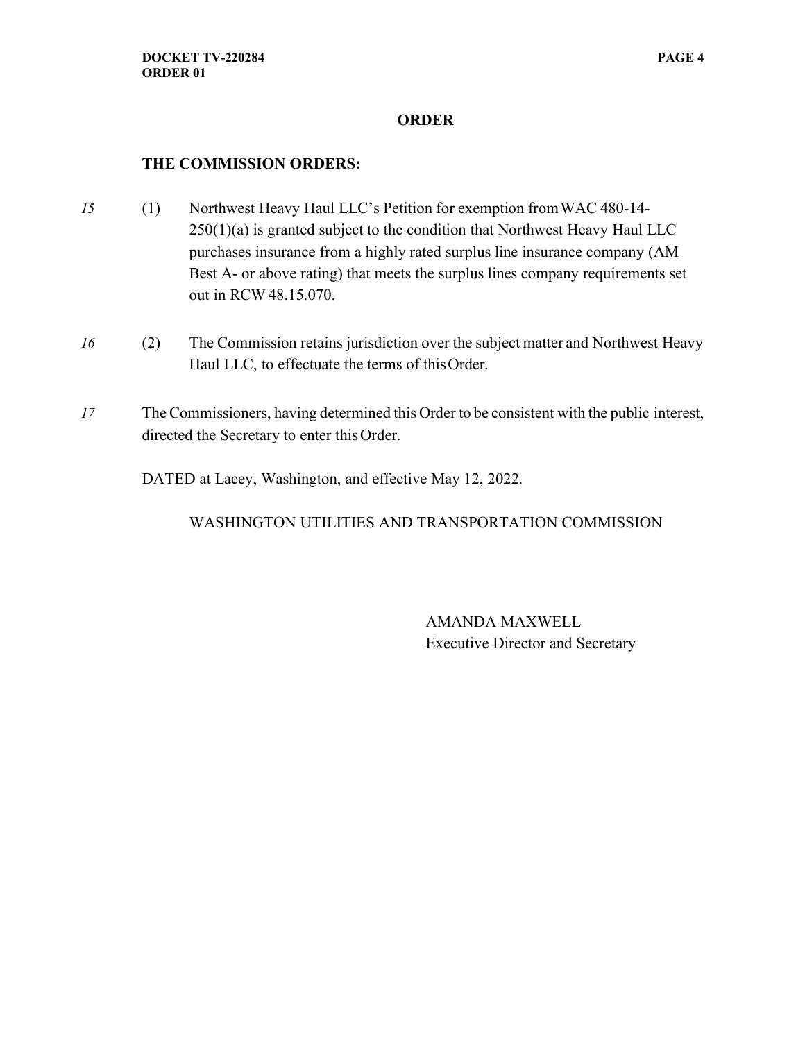## ORDER

**THE COMMISSION ORDERS:**

*15* (1) Northwest Heavy Haul LLC's Petition for exemption from WAC 480-14-250(1)(a) is granted subject to the condition that Northwest Heavy Haul LLC purchases insurance from a highly rated surplus line insurance company (AM Best A- or above rating) that meets the surplus lines company requirements set out in RCW 48.15.070.

*16* (2) The Commission retains jurisdiction over the subject matter and Northwest Heavy Haul LLC, to effectuate the terms of this Order.

*17* The Commissioners, having determined this Order to be consistent with the public interest, directed the Secretary to enter this Order.

DATED at Lacey, Washington, and effective May 12, 2022.

WASHINGTON UTILITIES AND TRANSPORTATION COMMISSION

AMANDA MAXWELL
Executive Director and Secretary